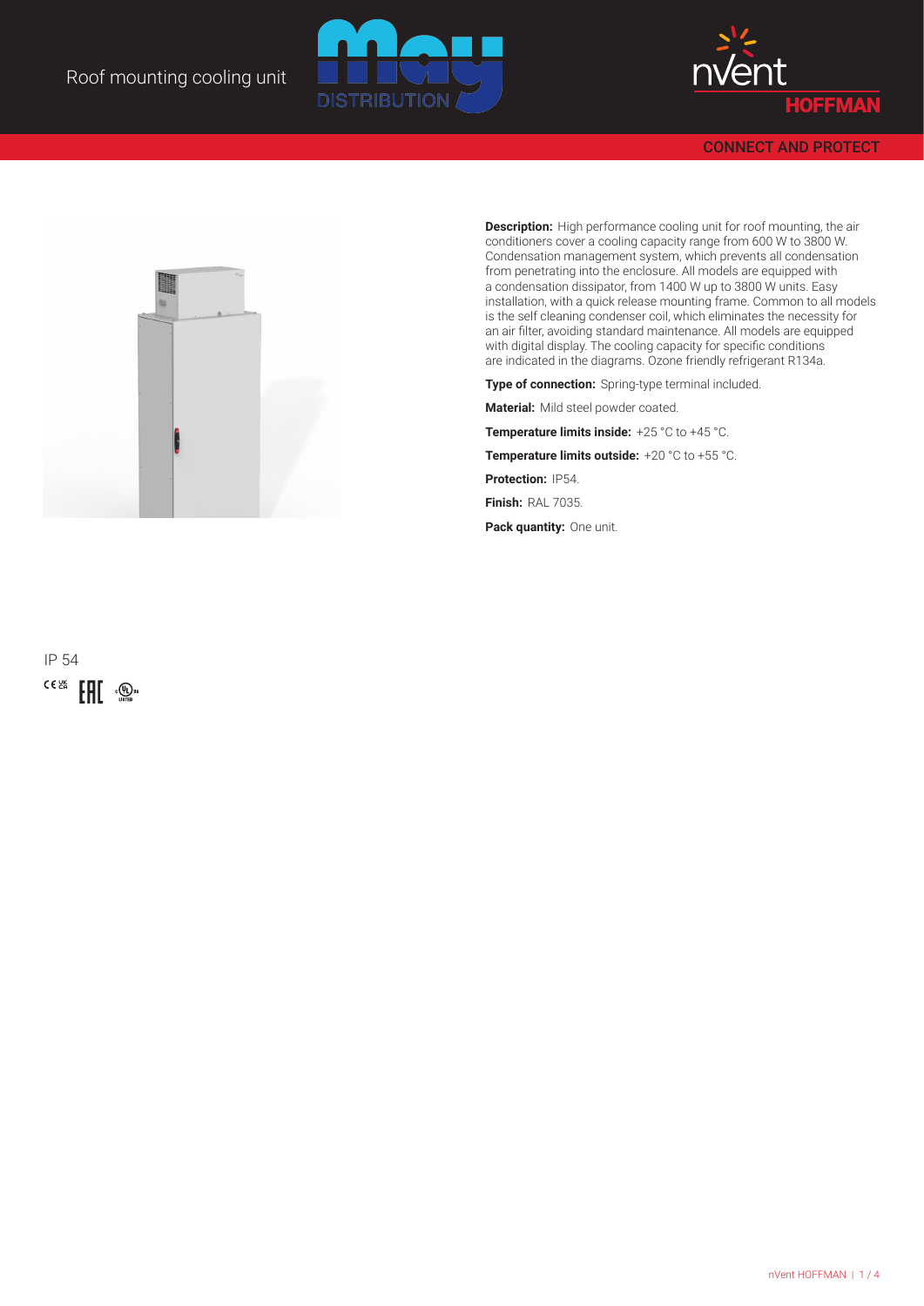# Roof mounting cooling unit

CONNECT AND PROTECT

**Description:** High performance cooling unit for roof mounting, the air conditioners cover a cooling capacity range from 600 W to 3800 W. Condensation management system, which prevents all condensation from penetrating into the enclosure. All models are equipped with a condensation dissipator, from 1400 W up to 3800 W units. Easy installation, with a quick release mounting frame. Common to all models is the self cleaning condenser coil, which eliminates the necessity for an air filter, avoiding standard maintenance. All models are equipped with digital display. The cooling capacity for specific conditions are indicated in the diagrams. Ozone friendly refrigerant R134a.

**Type of connection:** Spring-type terminal included.

**Material:** Mild steel powder coated.

**Temperature limits inside:** +25 °C to +45 °C.

**Temperature limits outside:** +20 °C to +55 °C.

**Protection:** IP54.

**Finish:** RAL 7035.

**Pack quantity:** One unit.

IP 54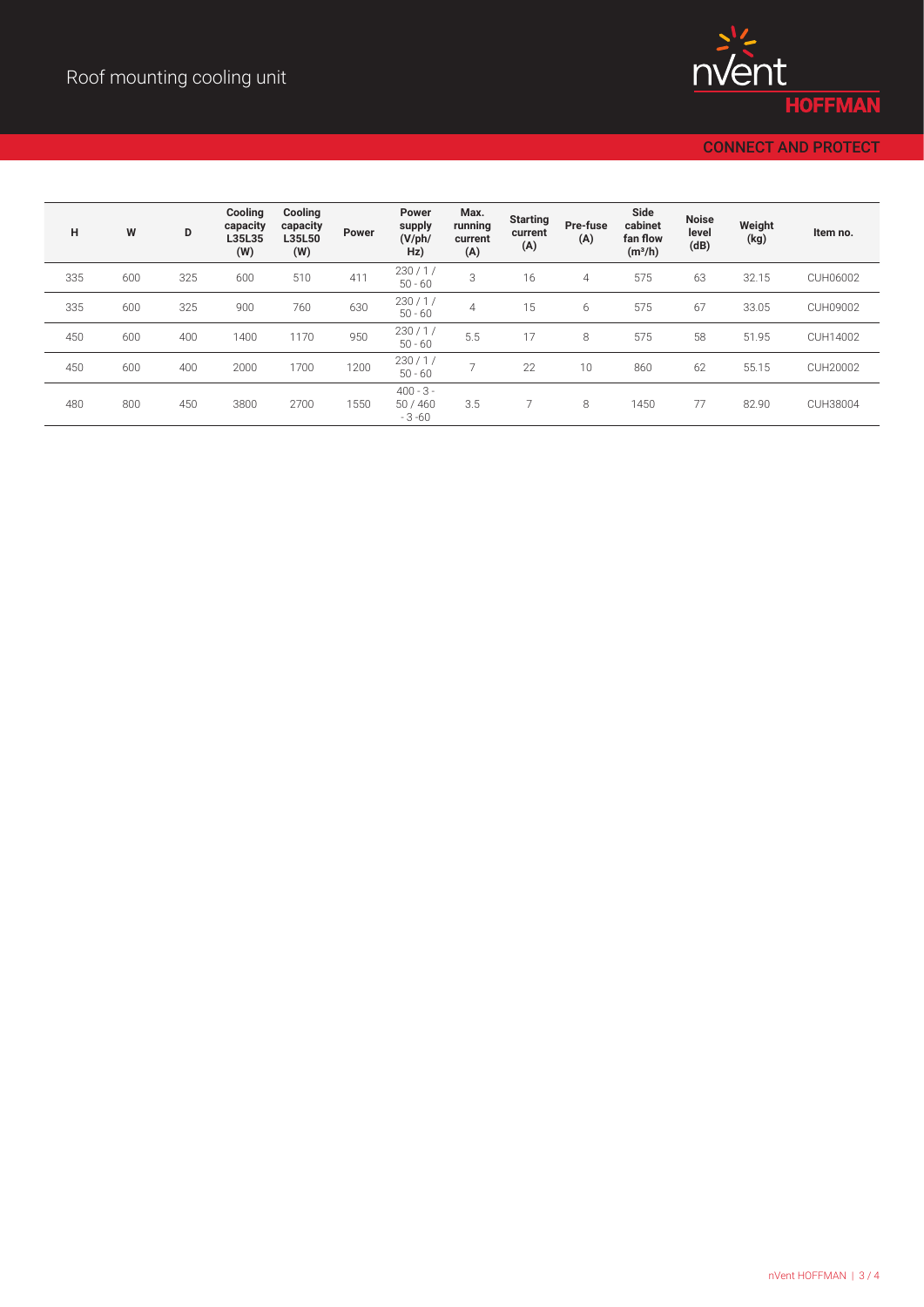| H | W | D | Cooling capacity L35L35 (W) | Cooling capacity L35L50 (W) | Power | Power supply (V/ph/ Hz) | Max. running current (A) | Starting current (A) | Pre-fuse (A) | Side cabinet fan flow (m³/h) | Noise level (dB) | Weight (kg) | Item no. |
|---|---|---|---|---|---|---|---|---|---|---|---|---|---|
| 335 | 600 | 325 | 600 | 510 | 411 | 230 / 1 / 50 - 60 | 3 | 16 | 4 | 575 | 63 | 32.15 | CUH06002 |
| 335 | 600 | 325 | 900 | 760 | 630 | 230 / 1 / 50 - 60 | 4 | 15 | 6 | 575 | 67 | 33.05 | CUH09002 |
| 450 | 600 | 400 | 1400 | 1170 | 950 | 230 / 1 / 50 - 60 | 5.5 | 17 | 8 | 575 | 58 | 51.95 | CUH14002 |
| 450 | 600 | 400 | 2000 | 1700 | 1200 | 230 / 1 / 50 - 60 | 7 | 22 | 10 | 860 | 62 | 55.15 | CUH20002 |
| 480 | 800 | 450 | 3800 | 2700 | 1550 | 400 - 3 - 50 / 460 - 3 -60 | 3.5 | 7 | 8 | 1450 | 77 | 82.90 | CUH38004 |